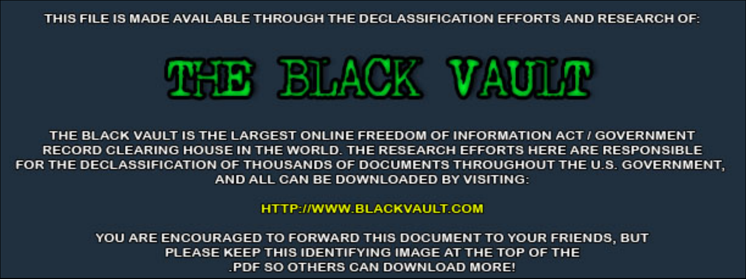THIS FILE IS MADE AVAILABLE THROUGH THE DECLASSIFICATION EFFORTS AND RESEARCH OF:

# THE BLACK VAULT

THE BLACK VAULT IS THE LARGEST ONLINE FREEDOM OF INFORMATION ACT / GOVERNMENT RECORD CLEARING HOUSE IN THE WORLD. THE RESEARCH EFFORTS HERE ARE RESPONSIBLE FOR THE DECLASSIFICATION OF THOUSANDS OF DOCUMENTS THROUGHOUT THE U.S. GOVERNMENT, AND ALL CAN BE DOWNLOADED BY VISITING:

HTTP://WWW.BLACKVAULT.COM

YOU ARE ENCOURAGED TO FORWARD THIS DOCUMENT TO YOUR FRIENDS, BUT PLEASE KEEP THIS IDENTIFYING IMAGE AT THE TOP OF THE .PDF SO OTHERS CAN DOWNLOAD MORE!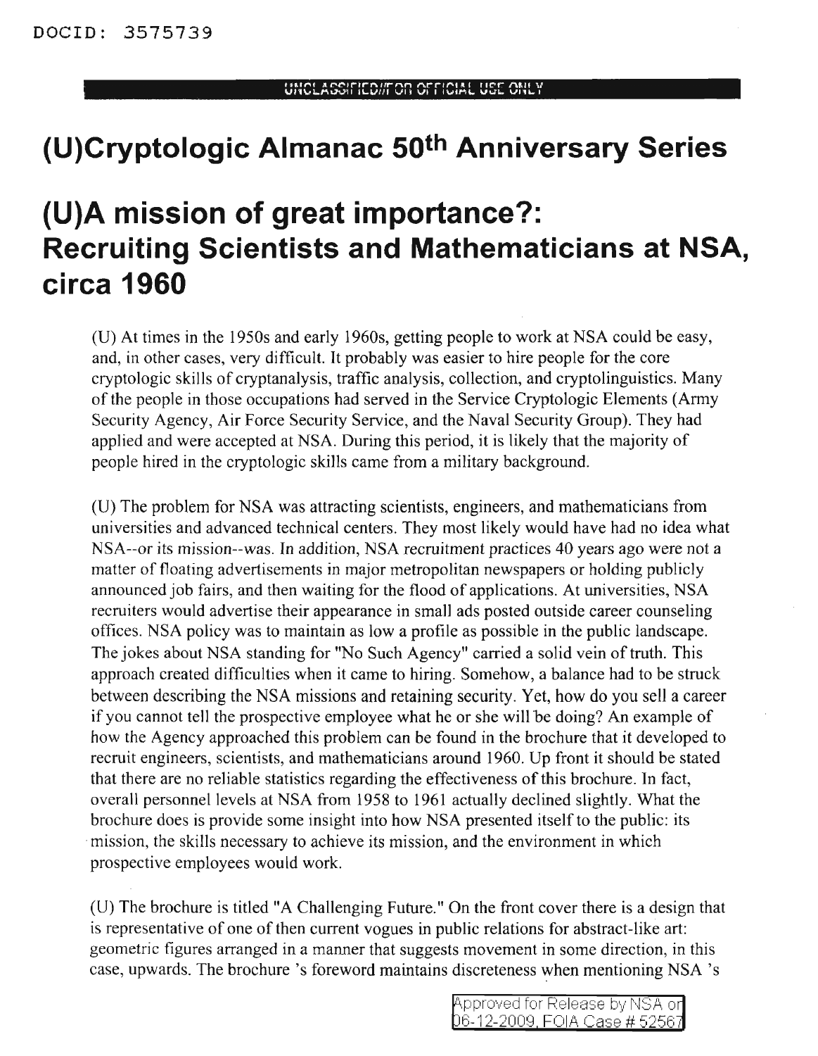# (U)Cryptologic Almanac 50th Anniversary Series

# (U)A mission of great importance?: Recruiting Scientists and Mathematicians at NSA, circa 1960

(U) At times in the 1950s and early 1960s, getting people to work at NSA could be easy, and, in other cases, very difficult. It probably was easier to hire people for the core cryptologic skills of cryptanalysis, traffic analysis, collection, and cryptolinguistics. Many of the people in those occupations had served in the Service Cryptologic Elements (Army Security Agency, Air Force Security Service, and the Naval Security Group). They had applied and were accepted at NSA. During this period, it is likely that the majority of people hired in the cryptologic skills came from a military background.

(U) The problem for NSA was attracting scientists, engineers, and mathematicians from universities and advanced technical centers. They most likely would have had no idea what NSA--or its mission--was. In addition, NSA recruitment practices 40 years ago were not a matter of floating advertisements in major metropolitan newspapers or holding publicly announced job fairs, and then waiting for the flood of applications. At universities, NSA recruiters would advertise their appearance in small ads posted outside career counseling offices. NSA policy was to maintain as low a profile as possible in the public landscape. The jokes about NSA standing for "No Such Agency" carried a solid vein of truth. This approach created difficulties when it came to hiring. Somehow, a balance had to be struck between describing the NSA missions and retaining security. Yet, how do you sell a career if you cannot tell the prospective employee what he or she will be doing? An example of how the Agency approached this problem can be found in the brochure that it developed to recruit engineers, scientists, and mathematicians around 1960. Up front it should be stated that there are no reliable statistics regarding the effectiveness of this brochure. In fact, overall personnel levels at NSA from 1958 to 1961 actually declined slightly. What the brochure does is provide some insight into how NSA presented itself to the public: its mission, the skills necessary to achieve its mission, and the environment in which prospective employees would work.

(U) The brochure is titled "A Challenging Future." On the front cover there is a design that is representative of one of then current vogues in public relations for abstract-like art: geometric figures arranged in a manner that suggests movement in some direction, in this case, upwards. The brochure 's foreword maintains discreteness when mentioning NSA 's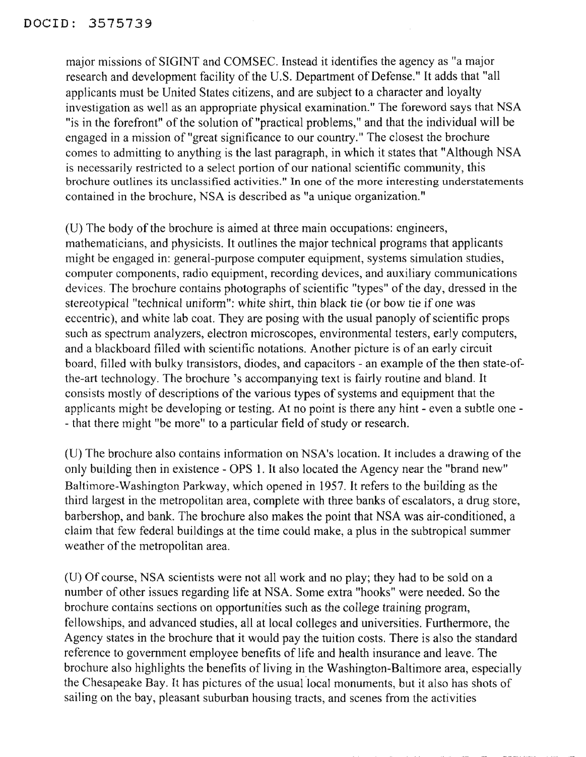major missions of SIGINT and COMSEC. Instead it identifies the agency as "a major research and development facility of the U.S. Department of Defense." It adds that "all applicants must be United States citizens, and are subject to a character and loyalty investigation as well as an appropriate physical examination." The foreword says that NSA "is in the forefront" of the solution of "practical problems," and that the individual will be engaged in a mission of "great significance to our country." The closest the brochure comes to admitting to anything is the last paragraph, in which it states that "Although NSA is necessarily restricted to a select portion of our national scientific community, this brochure outlines its unclassified activities." In one of the more interesting understatements contained in the brochure, NSA is described as "a unique organization."

(U) The body of the brochure is aimed at three main occupations: engineers, mathematicians, and physicists. It outlines the major technical programs that applicants might be engaged in: general-purpose computer equipment, systems simulation studies, computer components, radio equipment, recording devices, and auxiliary communications devices. The brochure contains photographs of scientific "types" of the day, dressed in the stereotypical "technical uniform": white shirt, thin black tie (or bow tie if one was eccentric), and white lab coat. They are posing with the usual panoply of scientific props such as spectrum analyzers, electron microscopes, environmental testers, early computers, and a blackboard filled with scientific notations. Another picture is of an early circuit board, filled with bulky transistors, diodes, and capacitors - an example of the then state-of-the-art technology. The brochure 's accompanying text is fairly routine and bland. It consists mostly of descriptions of the various types of systems and equipment that the applicants might be developing or testing. At no point is there any hint - even a subtle one - - that there might "be more" to a particular field of study or research.

(U) The brochure also contains information on NSA's location. It includes a drawing of the only building then in existence - OPS 1. It also located the Agency near the "brand new" Baltimore-Washington Parkway, which opened in 1957. It refers to the building as the third largest in the metropolitan area, complete with three banks of escalators, a drug store, barbershop, and bank. The brochure also makes the point that NSA was air-conditioned, a claim that few federal buildings at the time could make, a plus in the subtropical summer weather of the metropolitan area.

(U) Of course, NSA scientists were not all work and no play; they had to be sold on a number of other issues regarding life at NSA. Some extra "hooks" were needed. So the brochure contains sections on opportunities such as the college training program, fellowships, and advanced studies, all at local colleges and universities. Furthermore, the Agency states in the brochure that it would pay the tuition costs. There is also the standard reference to government employee benefits of life and health insurance and leave. The brochure also highlights the benefits of living in the Washington-Baltimore area, especially the Chesapeake Bay. It has pictures of the usual local monuments, but it also has shots of sailing on the bay, pleasant suburban housing tracts, and scenes from the activities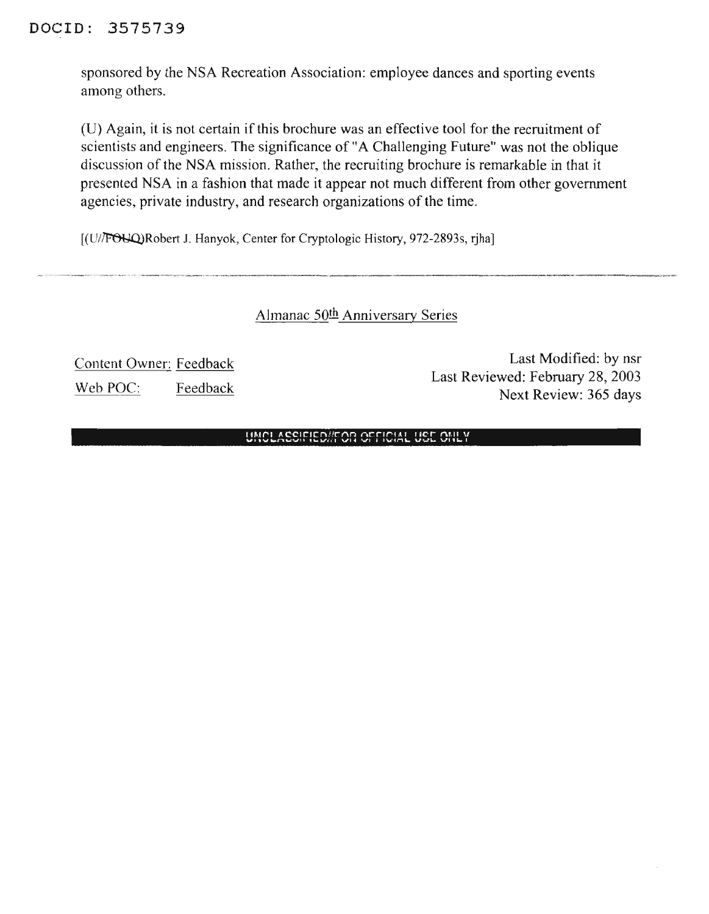sponsored by the NSA Recreation Association: employee dances and sporting events among others.

(U) Again, it is not certain if this brochure was an effective tool for the recruitment of scientists and engineers. The significance of "A Challenging Future" was not the oblique discussion of the NSA mission. Rather, the recruiting brochure is remarkable in that it presented NSA in a fashion that made it appear not much different from other government agencies, private industry, and research organizations of the time.

[(U//~~FOUO~~)Robert J. Hanyok, Center for Cryptologic History, 972-2893s, rjha]

---

Almanac 50th Anniversary Series

Content Owner: Feedback

Web POC: Feedback

Last Modified: by nsr

Last Reviewed: February 28, 2003

Next Review: 365 days

UNCLASSIFIED//FOR OFFICIAL USE ONLY